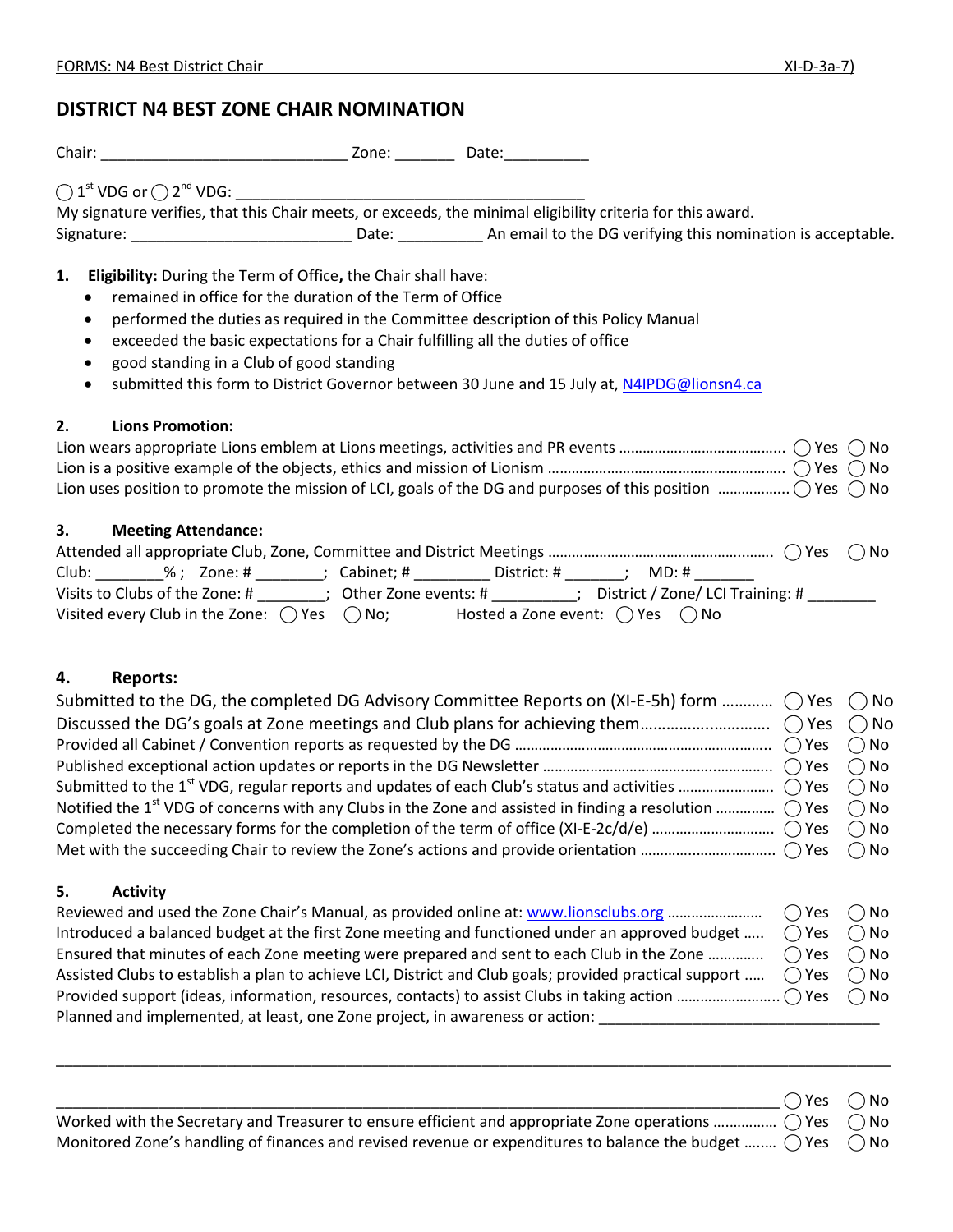# DISTRICT N4 BEST ZONE CHAIR NOMINATION

Chair: ____________________________ Zone: _______ Date:__________

◯ 1st VDG or ◯ 2nd VDG: ________________________________________

My signature verifies, that this Chair meets, or exceeds, the minimal eligibility criteria for this award.

Signature: _________________________ Date: __________ An email to the DG verifying this nomination is acceptable.

1. **Eligibility:** During the Term of Office**,** the Chair shall have:
   - remained in office for the duration of the Term of Office
   - performed the duties as required in the Committee description of this Policy Manual
   - exceeded the basic expectations for a Chair fulfilling all the duties of office
   - good standing in a Club of good standing
   - submitted this form to District Governor between 30 June and 15 July at, N4IPDG@lionsn4.ca

### 2. Lions Promotion:

Lion wears appropriate Lions emblem at Lions meetings, activities and PR events ........................................ ◯ Yes ◯ No

Lion is a positive example of the objects, ethics and mission of Lionism ........................................................ ◯ Yes ◯ No

Lion uses position to promote the mission of LCI, goals of the DG and purposes of this position ................. ◯ Yes ◯ No

### 3. Meeting Attendance:

Attended all appropriate Club, Zone, Committee and District Meetings ........................................................ ◯ Yes ◯ No

Club: ________% ; Zone: # ________; Cabinet; # _________ District: # _______; MD: # _______

Visits to Clubs of the Zone: # ________; Other Zone events: # __________; District / Zone/ LCI Training: # ________

Visited every Club in the Zone: ◯ Yes ◯ No; Hosted a Zone event: ◯ Yes ◯ No

### 4. Reports:

Submitted to the DG, the completed DG Advisory Committee Reports on (XI-E-5h) form ............ ◯ Yes ◯ No

Discussed the DG's goals at Zone meetings and Club plans for achieving them.............................. ◯ Yes ◯ No

Provided all Cabinet / Convention reports as requested by the DG ................................................................ ◯ Yes ◯ No

Published exceptional action updates or reports in the DG Newsletter ........................................................ ◯ Yes ◯ No

Submitted to the 1st VDG, regular reports and updates of each Club's status and activities ....................... ◯ Yes ◯ No

Notified the 1st VDG of concerns with any Clubs in the Zone and assisted in finding a resolution .............. ◯ Yes ◯ No

Completed the necessary forms for the completion of the term of office (XI-E-2c/d/e) ............................. ◯ Yes ◯ No

Met with the succeeding Chair to review the Zone's actions and provide orientation ................................ ◯ Yes ◯ No

### 5. Activity

Reviewed and used the Zone Chair's Manual, as provided online at: www.lionsclubs.org ....................... ◯ Yes ◯ No

Introduced a balanced budget at the first Zone meeting and functioned under an approved budget ..... ◯ Yes ◯ No

Ensured that minutes of each Zone meeting were prepared and sent to each Club in the Zone ............. ◯ Yes ◯ No

Assisted Clubs to establish a plan to achieve LCI, District and Club goals; provided practical support ..... ◯ Yes ◯ No

Provided support (ideas, information, resources, contacts) to assist Clubs in taking action ........................ ◯ Yes ◯ No

Planned and implemented, at least, one Zone project, in awareness or action: _________________________________

_____________________________________________________________________________________________

_____________________________________________________________________________________ ◯ Yes ◯ No

Worked with the Secretary and Treasurer to ensure efficient and appropriate Zone operations ............... ◯ Yes ◯ No

Monitored Zone's handling of finances and revised revenue or expenditures to balance the budget ........ ◯ Yes ◯ No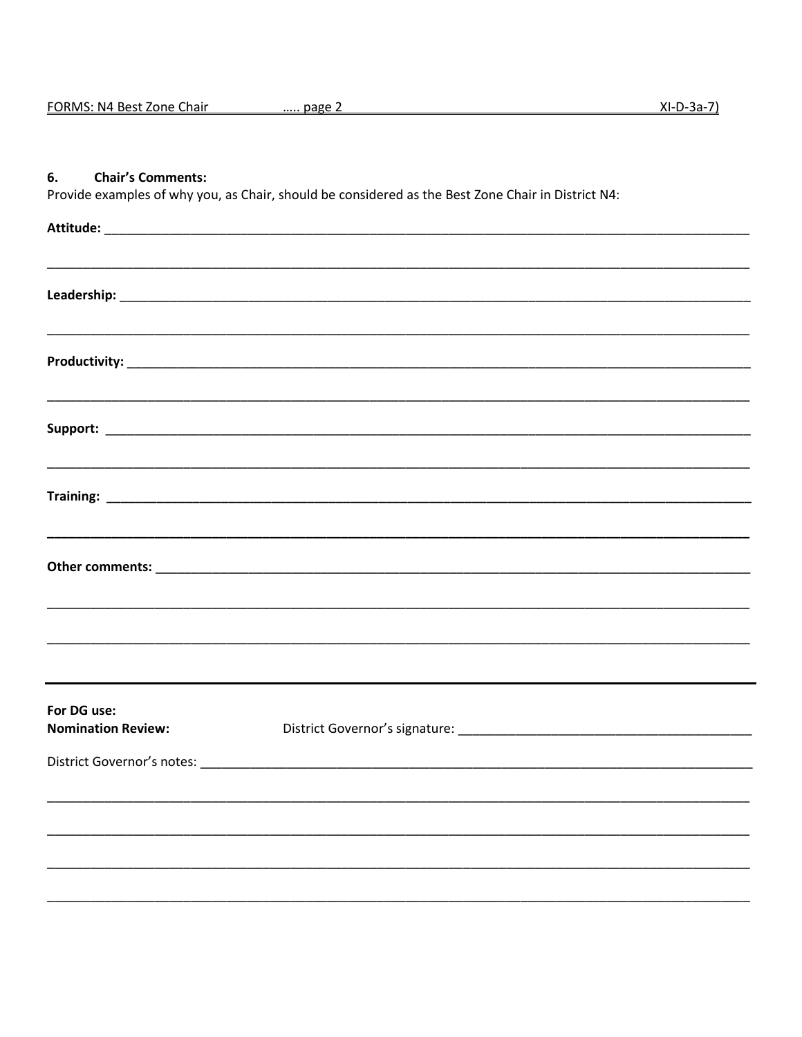### 6. Chair's Comments:

Provide examples of why you, as Chair, should be considered as the Best Zone Chair in District N4:

**Attitude:** ______________________________________________________________________________

______________________________________________________________________________________

**Leadership:** ____________________________________________________________________________

______________________________________________________________________________________

**Productivity:** ___________________________________________________________________________

______________________________________________________________________________________

**Support:** _______________________________________________________________________________

______________________________________________________________________________________

**Training:** ______________________________________________________________________________

______________________________________________________________________________________

**Other comments:** ________________________________________________________________________

______________________________________________________________________________________

______________________________________________________________________________________

---

**For DG use:**

**Nomination Review:** District Governor's signature: ___________________________________________

District Governor's notes: ___________________________________________________________________

______________________________________________________________________________________

______________________________________________________________________________________

______________________________________________________________________________________

______________________________________________________________________________________